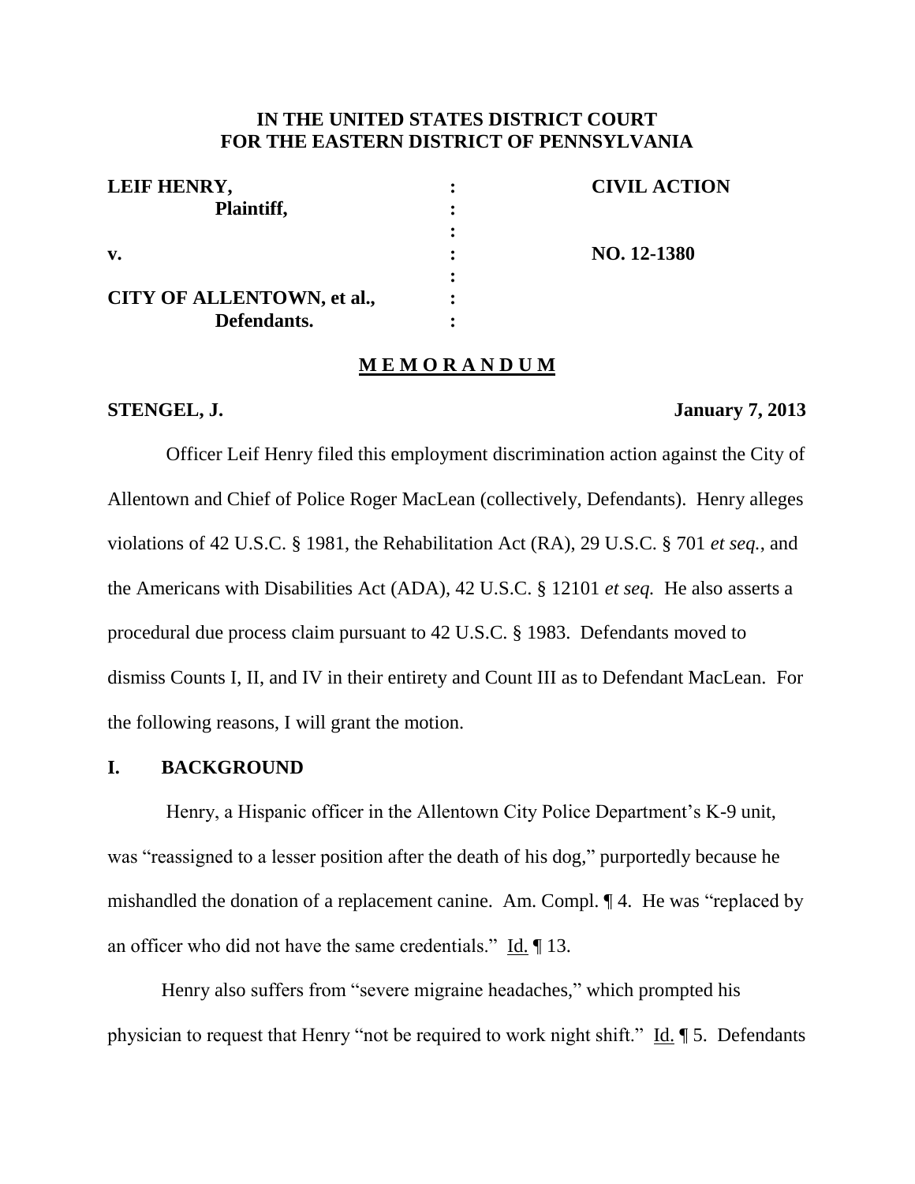# IN THE UNITED STATES DISTRICT COURT
# FOR THE EASTERN DISTRICT OF PENNSYLVANIA

| | | |
|---|---|---|
| **LEIF HENRY,** | **:** | **CIVIL ACTION** |
| **Plaintiff,** | **:** | |
| | **:** | |
| **v.** | **:** | **NO. 12-1380** |
| | **:** | |
| **CITY OF ALLENTOWN, et al.,** | **:** | |
| **Defendants.** | **:** | |

## MEMORANDUM

**STENGEL, J.** **January 7, 2013**

Officer Leif Henry filed this employment discrimination action against the City of Allentown and Chief of Police Roger MacLean (collectively, Defendants). Henry alleges violations of 42 U.S.C. § 1981, the Rehabilitation Act (RA), 29 U.S.C. § 701 *et seq.*, and the Americans with Disabilities Act (ADA), 42 U.S.C. § 12101 *et seq.* He also asserts a procedural due process claim pursuant to 42 U.S.C. § 1983. Defendants moved to dismiss Counts I, II, and IV in their entirety and Count III as to Defendant MacLean. For the following reasons, I will grant the motion.

## I. BACKGROUND

Henry, a Hispanic officer in the Allentown City Police Department's K-9 unit, was "reassigned to a lesser position after the death of his dog," purportedly because he mishandled the donation of a replacement canine. Am. Compl. ¶ 4. He was "replaced by an officer who did not have the same credentials." Id. ¶ 13.

Henry also suffers from "severe migraine headaches," which prompted his physician to request that Henry "not be required to work night shift." Id. ¶ 5. Defendants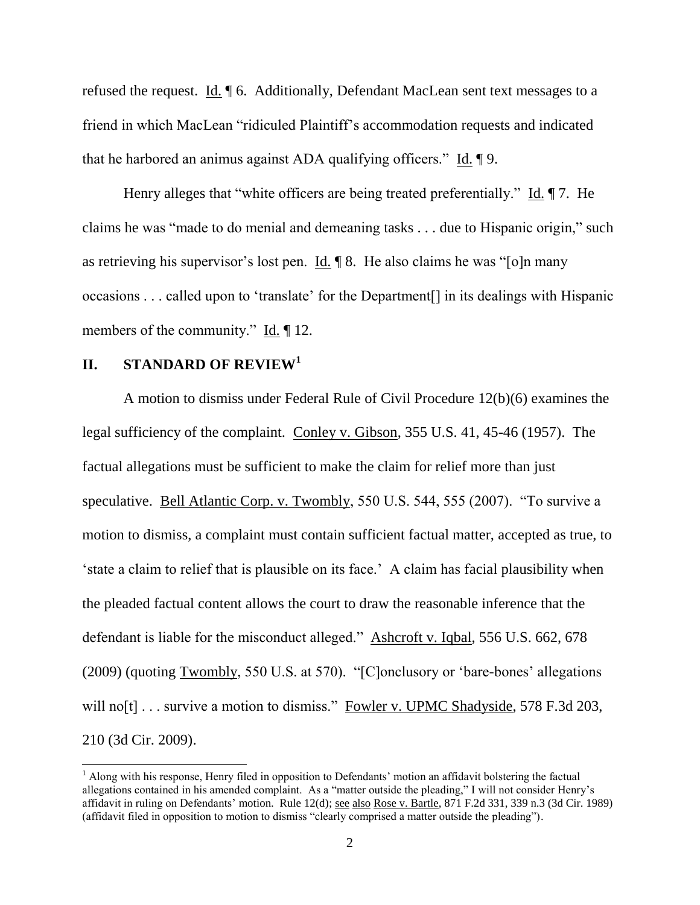refused the request. Id. ¶ 6. Additionally, Defendant MacLean sent text messages to a friend in which MacLean "ridiculed Plaintiff's accommodation requests and indicated that he harbored an animus against ADA qualifying officers." Id. ¶ 9.

Henry alleges that "white officers are being treated preferentially." Id. ¶ 7. He claims he was "made to do menial and demeaning tasks . . . due to Hispanic origin," such as retrieving his supervisor's lost pen. Id. ¶ 8. He also claims he was "[o]n many occasions . . . called upon to 'translate' for the Department[] in its dealings with Hispanic members of the community." Id. ¶ 12.

## II. STANDARD OF REVIEW[1]

A motion to dismiss under Federal Rule of Civil Procedure 12(b)(6) examines the legal sufficiency of the complaint. Conley v. Gibson, 355 U.S. 41, 45-46 (1957). The factual allegations must be sufficient to make the claim for relief more than just speculative. Bell Atlantic Corp. v. Twombly, 550 U.S. 544, 555 (2007). "To survive a motion to dismiss, a complaint must contain sufficient factual matter, accepted as true, to 'state a claim to relief that is plausible on its face.' A claim has facial plausibility when the pleaded factual content allows the court to draw the reasonable inference that the defendant is liable for the misconduct alleged." Ashcroft v. Iqbal, 556 U.S. 662, 678 (2009) (quoting Twombly, 550 U.S. at 570). "[C]onclusory or 'bare-bones' allegations will no[t] . . . survive a motion to dismiss." Fowler v. UPMC Shadyside, 578 F.3d 203, 210 (3d Cir. 2009).

[1] Along with his response, Henry filed in opposition to Defendants' motion an affidavit bolstering the factual allegations contained in his amended complaint. As a "matter outside the pleading," I will not consider Henry's affidavit in ruling on Defendants' motion. Rule 12(d); see also Rose v. Bartle, 871 F.2d 331, 339 n.3 (3d Cir. 1989) (affidavit filed in opposition to motion to dismiss "clearly comprised a matter outside the pleading").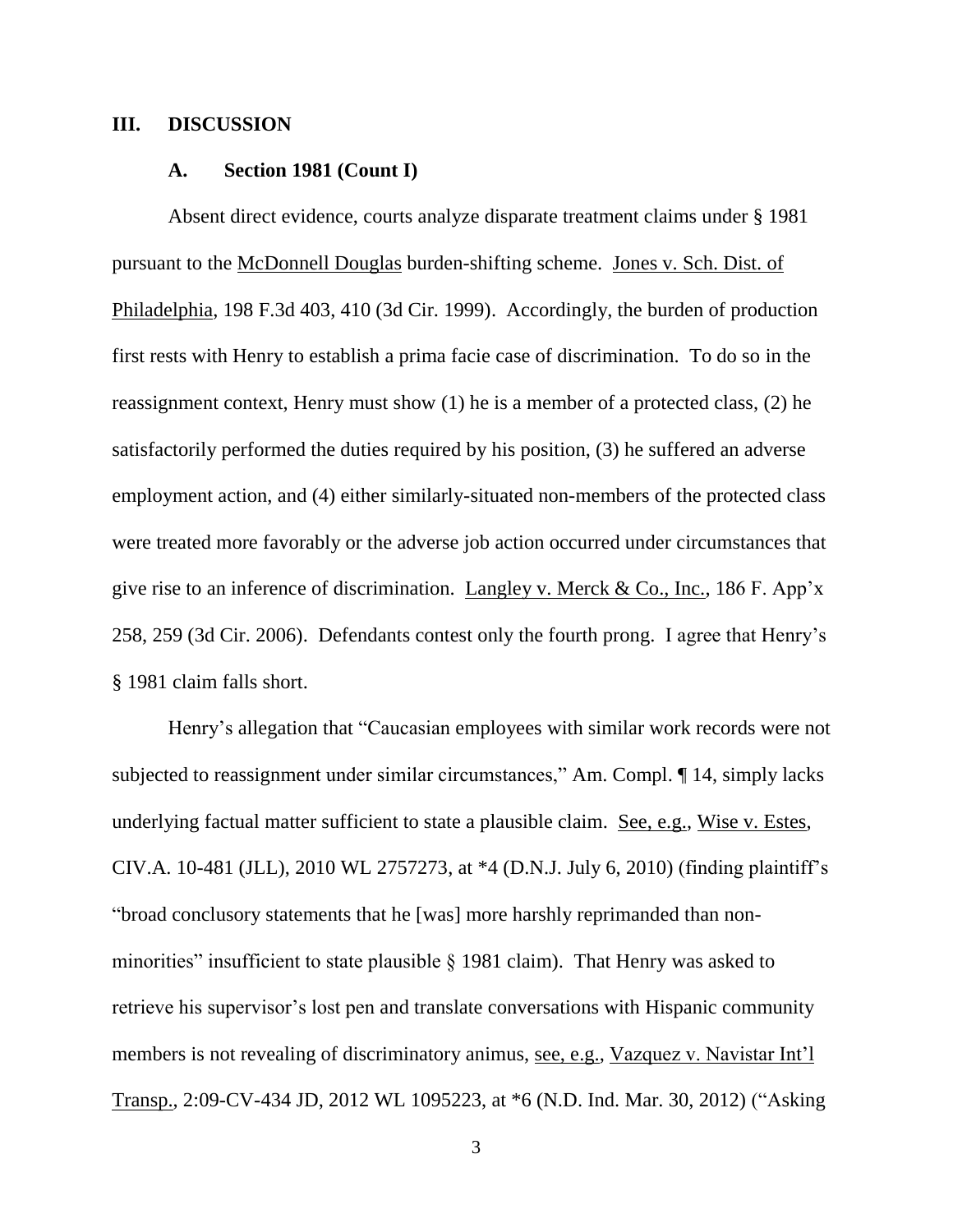## III. DISCUSSION

### A. Section 1981 (Count I)

Absent direct evidence, courts analyze disparate treatment claims under § 1981 pursuant to the McDonnell Douglas burden-shifting scheme. Jones v. Sch. Dist. of Philadelphia, 198 F.3d 403, 410 (3d Cir. 1999). Accordingly, the burden of production first rests with Henry to establish a prima facie case of discrimination. To do so in the reassignment context, Henry must show (1) he is a member of a protected class, (2) he satisfactorily performed the duties required by his position, (3) he suffered an adverse employment action, and (4) either similarly-situated non-members of the protected class were treated more favorably or the adverse job action occurred under circumstances that give rise to an inference of discrimination. Langley v. Merck & Co., Inc., 186 F. App'x 258, 259 (3d Cir. 2006). Defendants contest only the fourth prong. I agree that Henry's § 1981 claim falls short.

Henry's allegation that "Caucasian employees with similar work records were not subjected to reassignment under similar circumstances," Am. Compl. ¶ 14, simply lacks underlying factual matter sufficient to state a plausible claim. See, e.g., Wise v. Estes, CIV.A. 10-481 (JLL), 2010 WL 2757273, at *4 (D.N.J. July 6, 2010) (finding plaintiff's "broad conclusory statements that he [was] more harshly reprimanded than non-minorities" insufficient to state plausible § 1981 claim). That Henry was asked to retrieve his supervisor's lost pen and translate conversations with Hispanic community members is not revealing of discriminatory animus, see, e.g., Vazquez v. Navistar Int'l Transp., 2:09-CV-434 JD, 2012 WL 1095223, at *6 (N.D. Ind. Mar. 30, 2012) ("Asking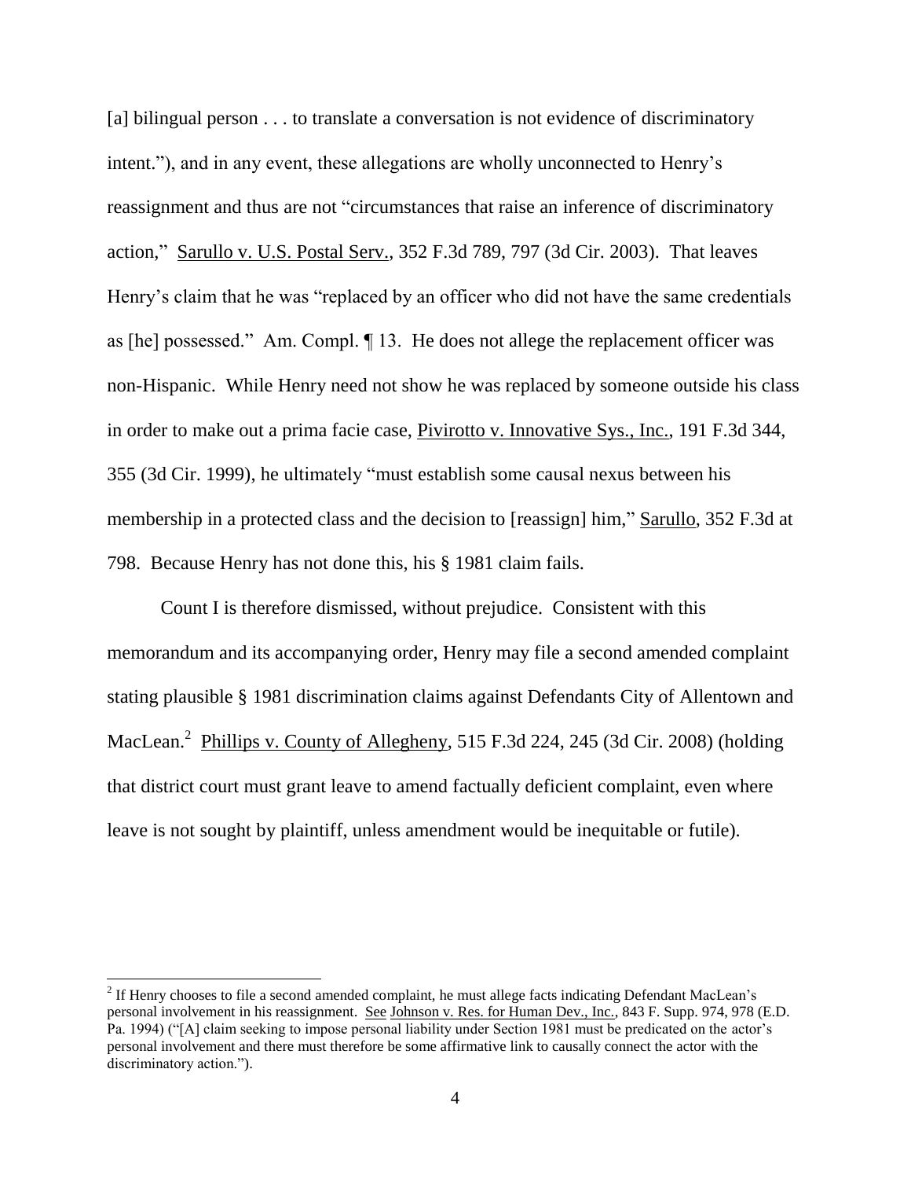[a] bilingual person . . . to translate a conversation is not evidence of discriminatory intent."), and in any event, these allegations are wholly unconnected to Henry's reassignment and thus are not "circumstances that raise an inference of discriminatory action," Sarullo v. U.S. Postal Serv., 352 F.3d 789, 797 (3d Cir. 2003). That leaves Henry's claim that he was "replaced by an officer who did not have the same credentials as [he] possessed." Am. Compl. ¶ 13. He does not allege the replacement officer was non-Hispanic. While Henry need not show he was replaced by someone outside his class in order to make out a prima facie case, Pivirotto v. Innovative Sys., Inc., 191 F.3d 344, 355 (3d Cir. 1999), he ultimately "must establish some causal nexus between his membership in a protected class and the decision to [reassign] him," Sarullo, 352 F.3d at 798. Because Henry has not done this, his § 1981 claim fails.

Count I is therefore dismissed, without prejudice. Consistent with this memorandum and its accompanying order, Henry may file a second amended complaint stating plausible § 1981 discrimination claims against Defendants City of Allentown and MacLean.[2] Phillips v. County of Allegheny, 515 F.3d 224, 245 (3d Cir. 2008) (holding that district court must grant leave to amend factually deficient complaint, even where leave is not sought by plaintiff, unless amendment would be inequitable or futile).

---

[2] If Henry chooses to file a second amended complaint, he must allege facts indicating Defendant MacLean's personal involvement in his reassignment. See Johnson v. Res. for Human Dev., Inc., 843 F. Supp. 974, 978 (E.D. Pa. 1994) ("[A] claim seeking to impose personal liability under Section 1981 must be predicated on the actor's personal involvement and there must therefore be some affirmative link to causally connect the actor with the discriminatory action.").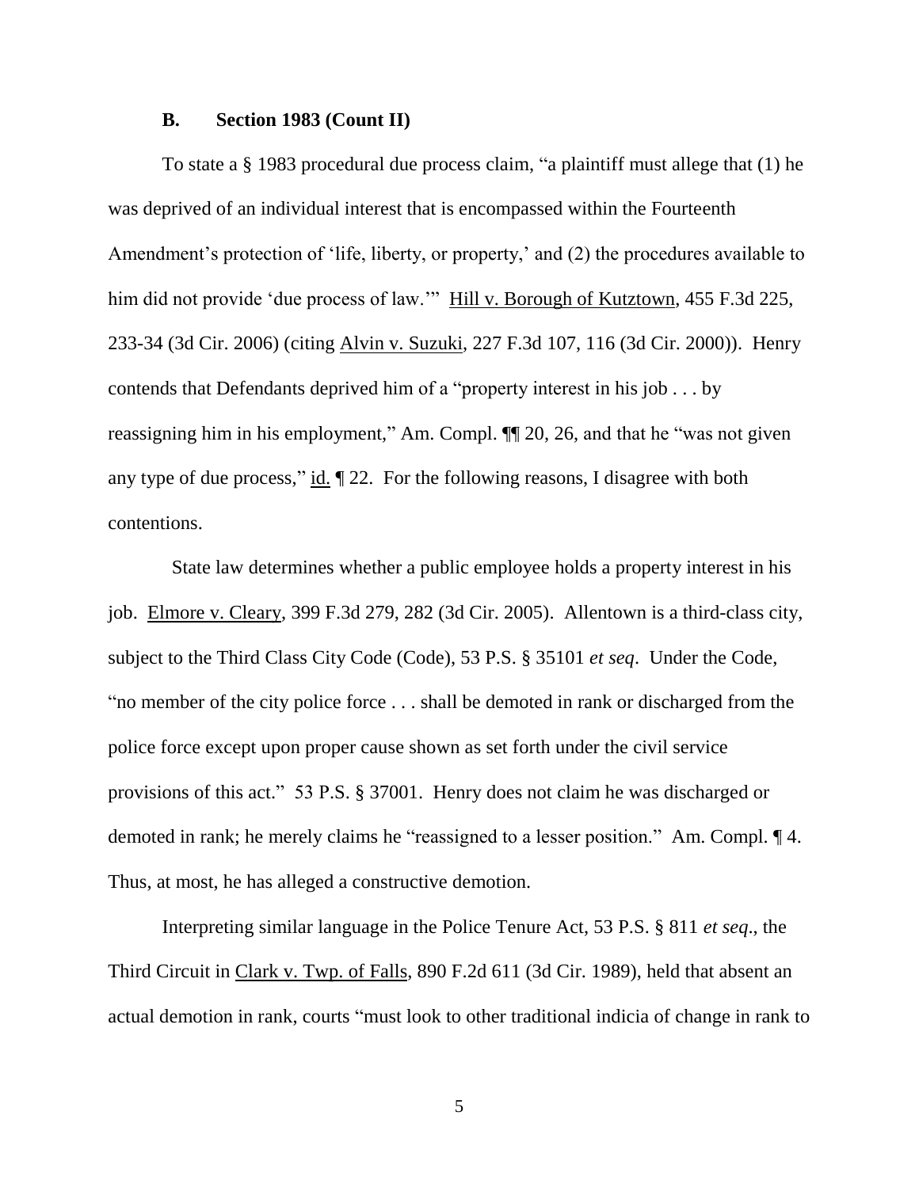### B. Section 1983 (Count II)

To state a § 1983 procedural due process claim, "a plaintiff must allege that (1) he was deprived of an individual interest that is encompassed within the Fourteenth Amendment's protection of 'life, liberty, or property,' and (2) the procedures available to him did not provide 'due process of law.'" Hill v. Borough of Kutztown, 455 F.3d 225, 233-34 (3d Cir. 2006) (citing Alvin v. Suzuki, 227 F.3d 107, 116 (3d Cir. 2000)). Henry contends that Defendants deprived him of a "property interest in his job . . . by reassigning him in his employment," Am. Compl. ¶¶ 20, 26, and that he "was not given any type of due process," id. ¶ 22. For the following reasons, I disagree with both contentions.

State law determines whether a public employee holds a property interest in his job. Elmore v. Cleary, 399 F.3d 279, 282 (3d Cir. 2005). Allentown is a third-class city, subject to the Third Class City Code (Code), 53 P.S. § 35101 *et seq*. Under the Code, "no member of the city police force . . . shall be demoted in rank or discharged from the police force except upon proper cause shown as set forth under the civil service provisions of this act." 53 P.S. § 37001. Henry does not claim he was discharged or demoted in rank; he merely claims he "reassigned to a lesser position." Am. Compl. ¶ 4. Thus, at most, he has alleged a constructive demotion.

Interpreting similar language in the Police Tenure Act, 53 P.S. § 811 *et seq*., the Third Circuit in Clark v. Twp. of Falls, 890 F.2d 611 (3d Cir. 1989), held that absent an actual demotion in rank, courts "must look to other traditional indicia of change in rank to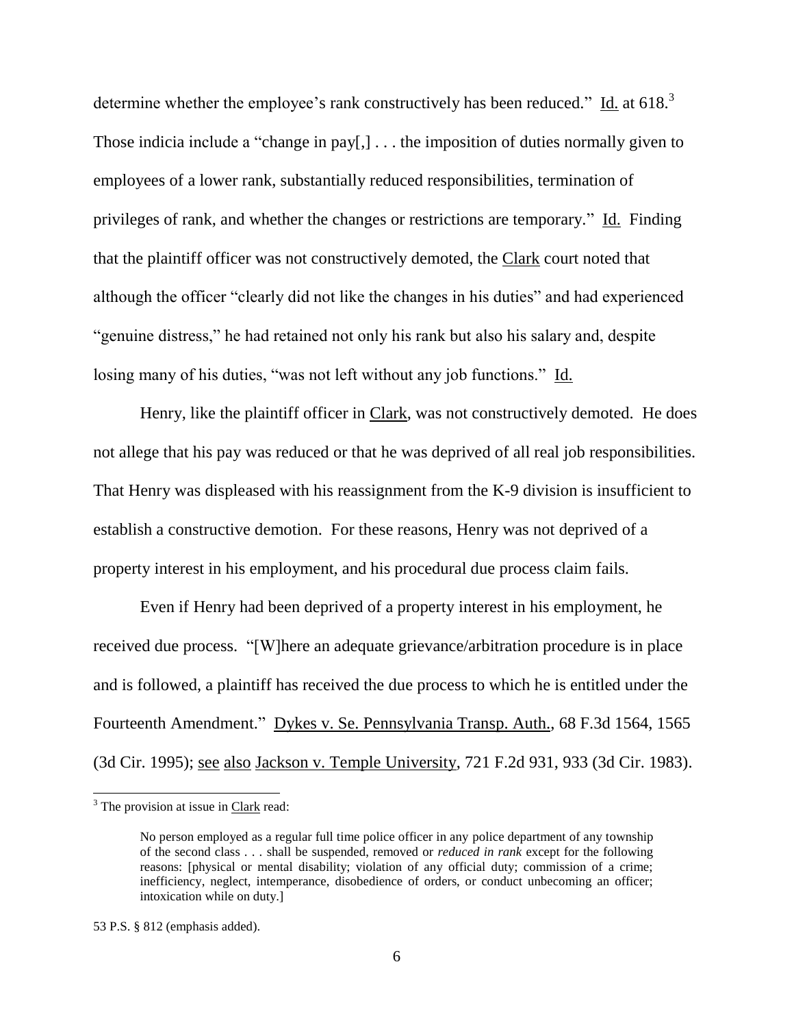determine whether the employee's rank constructively has been reduced." Id. at 618.[3] Those indicia include a "change in pay[,] . . . the imposition of duties normally given to employees of a lower rank, substantially reduced responsibilities, termination of privileges of rank, and whether the changes or restrictions are temporary." Id. Finding that the plaintiff officer was not constructively demoted, the Clark court noted that although the officer "clearly did not like the changes in his duties" and had experienced "genuine distress," he had retained not only his rank but also his salary and, despite losing many of his duties, "was not left without any job functions." Id.

Henry, like the plaintiff officer in Clark, was not constructively demoted. He does not allege that his pay was reduced or that he was deprived of all real job responsibilities. That Henry was displeased with his reassignment from the K-9 division is insufficient to establish a constructive demotion. For these reasons, Henry was not deprived of a property interest in his employment, and his procedural due process claim fails.

Even if Henry had been deprived of a property interest in his employment, he received due process. "[W]here an adequate grievance/arbitration procedure is in place and is followed, a plaintiff has received the due process to which he is entitled under the Fourteenth Amendment." Dykes v. Se. Pennsylvania Transp. Auth., 68 F.3d 1564, 1565 (3d Cir. 1995); see also Jackson v. Temple University, 721 F.2d 931, 933 (3d Cir. 1983).

---

[3] The provision at issue in Clark read:

> No person employed as a regular full time police officer in any police department of any township of the second class . . . shall be suspended, removed or *reduced in rank* except for the following reasons: [physical or mental disability; violation of any official duty; commission of a crime; inefficiency, neglect, intemperance, disobedience of orders, or conduct unbecoming an officer; intoxication while on duty.]

53 P.S. § 812 (emphasis added).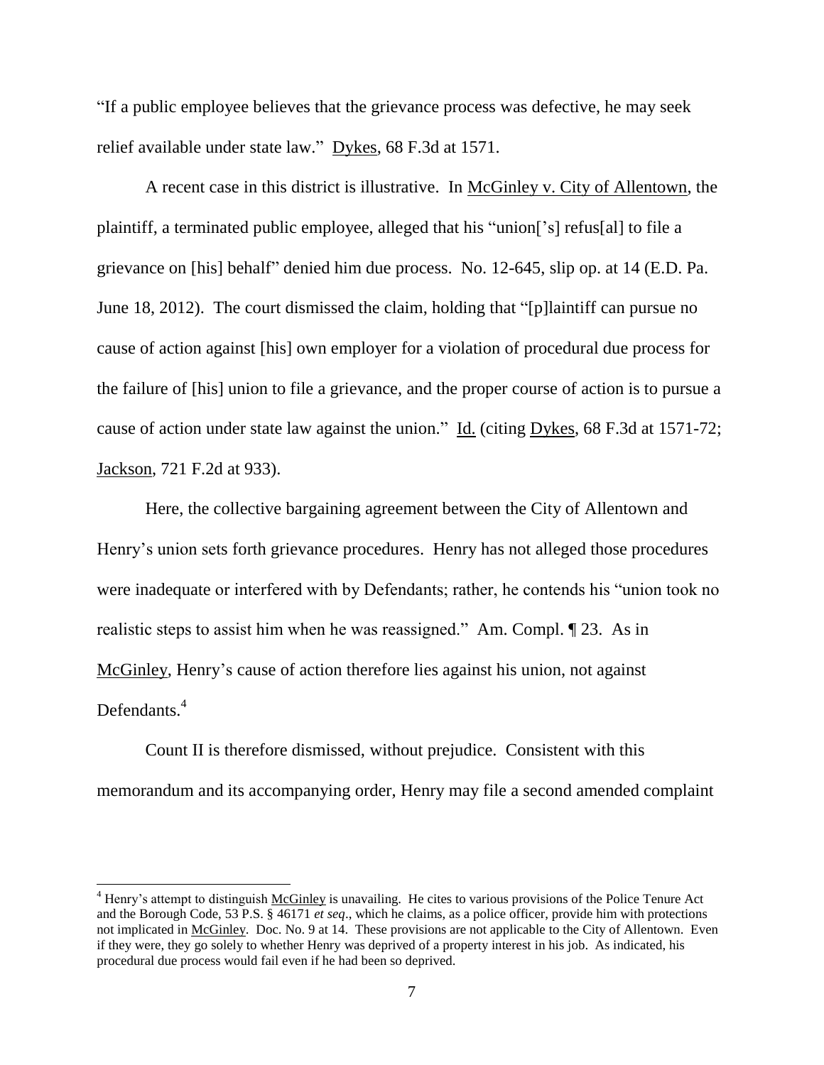"If a public employee believes that the grievance process was defective, he may seek relief available under state law." Dykes, 68 F.3d at 1571.

A recent case in this district is illustrative. In McGinley v. City of Allentown, the plaintiff, a terminated public employee, alleged that his "union['s] refus[al] to file a grievance on [his] behalf" denied him due process. No. 12-645, slip op. at 14 (E.D. Pa. June 18, 2012). The court dismissed the claim, holding that "[p]laintiff can pursue no cause of action against [his] own employer for a violation of procedural due process for the failure of [his] union to file a grievance, and the proper course of action is to pursue a cause of action under state law against the union." Id. (citing Dykes, 68 F.3d at 1571-72; Jackson, 721 F.2d at 933).

Here, the collective bargaining agreement between the City of Allentown and Henry's union sets forth grievance procedures. Henry has not alleged those procedures were inadequate or interfered with by Defendants; rather, he contends his "union took no realistic steps to assist him when he was reassigned." Am. Compl. ¶ 23. As in McGinley, Henry's cause of action therefore lies against his union, not against Defendants.[4]

Count II is therefore dismissed, without prejudice. Consistent with this memorandum and its accompanying order, Henry may file a second amended complaint

[4] Henry's attempt to distinguish McGinley is unavailing. He cites to various provisions of the Police Tenure Act and the Borough Code, 53 P.S. § 46171 *et seq*., which he claims, as a police officer, provide him with protections not implicated in McGinley. Doc. No. 9 at 14. These provisions are not applicable to the City of Allentown. Even if they were, they go solely to whether Henry was deprived of a property interest in his job. As indicated, his procedural due process would fail even if he had been so deprived.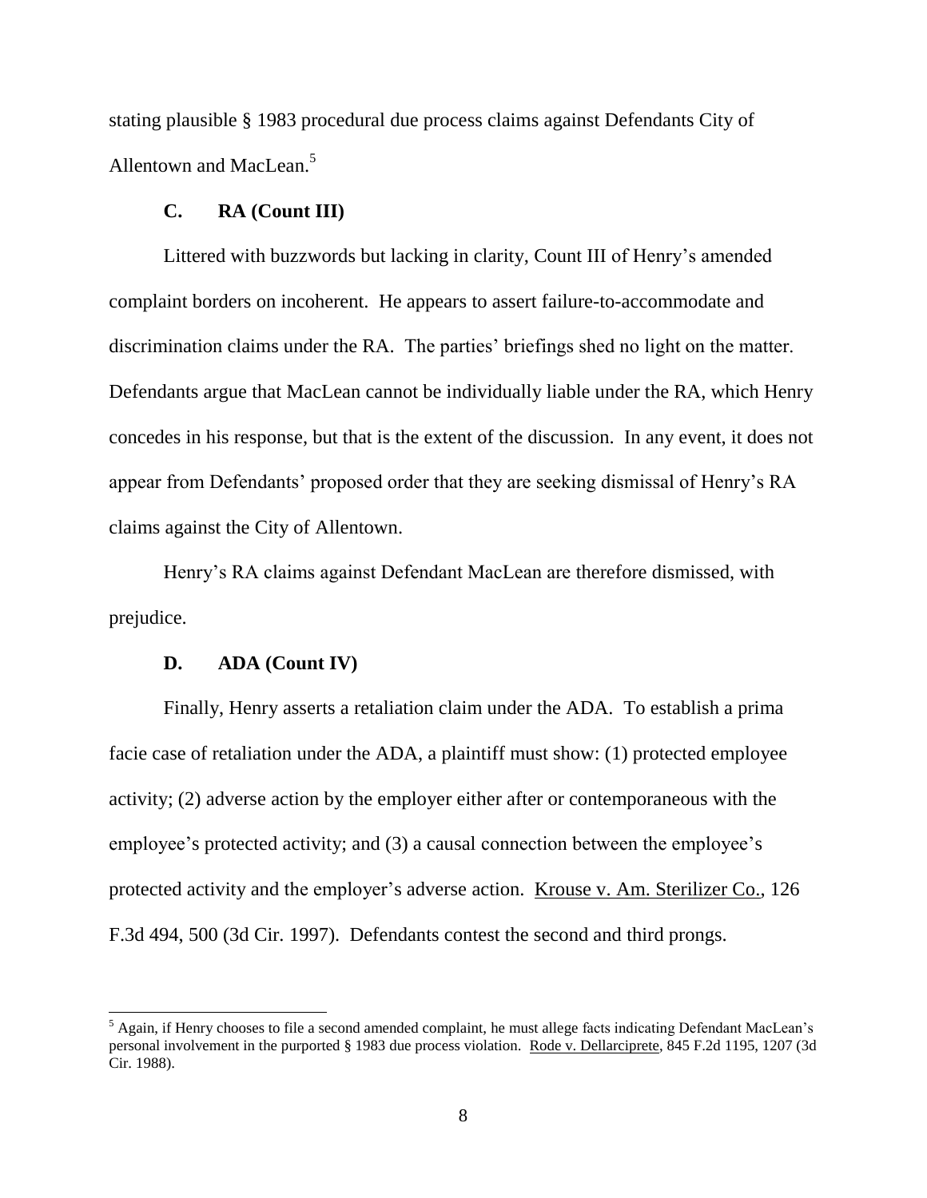stating plausible § 1983 procedural due process claims against Defendants City of Allentown and MacLean.[5]

### C. RA (Count III)

Littered with buzzwords but lacking in clarity, Count III of Henry's amended complaint borders on incoherent. He appears to assert failure-to-accommodate and discrimination claims under the RA. The parties' briefings shed no light on the matter. Defendants argue that MacLean cannot be individually liable under the RA, which Henry concedes in his response, but that is the extent of the discussion. In any event, it does not appear from Defendants' proposed order that they are seeking dismissal of Henry's RA claims against the City of Allentown.

Henry's RA claims against Defendant MacLean are therefore dismissed, with prejudice.

### D. ADA (Count IV)

Finally, Henry asserts a retaliation claim under the ADA. To establish a prima facie case of retaliation under the ADA, a plaintiff must show: (1) protected employee activity; (2) adverse action by the employer either after or contemporaneous with the employee's protected activity; and (3) a causal connection between the employee's protected activity and the employer's adverse action. Krouse v. Am. Sterilizer Co., 126 F.3d 494, 500 (3d Cir. 1997). Defendants contest the second and third prongs.

---

[5] Again, if Henry chooses to file a second amended complaint, he must allege facts indicating Defendant MacLean's personal involvement in the purported § 1983 due process violation. Rode v. Dellarciprete, 845 F.2d 1195, 1207 (3d Cir. 1988).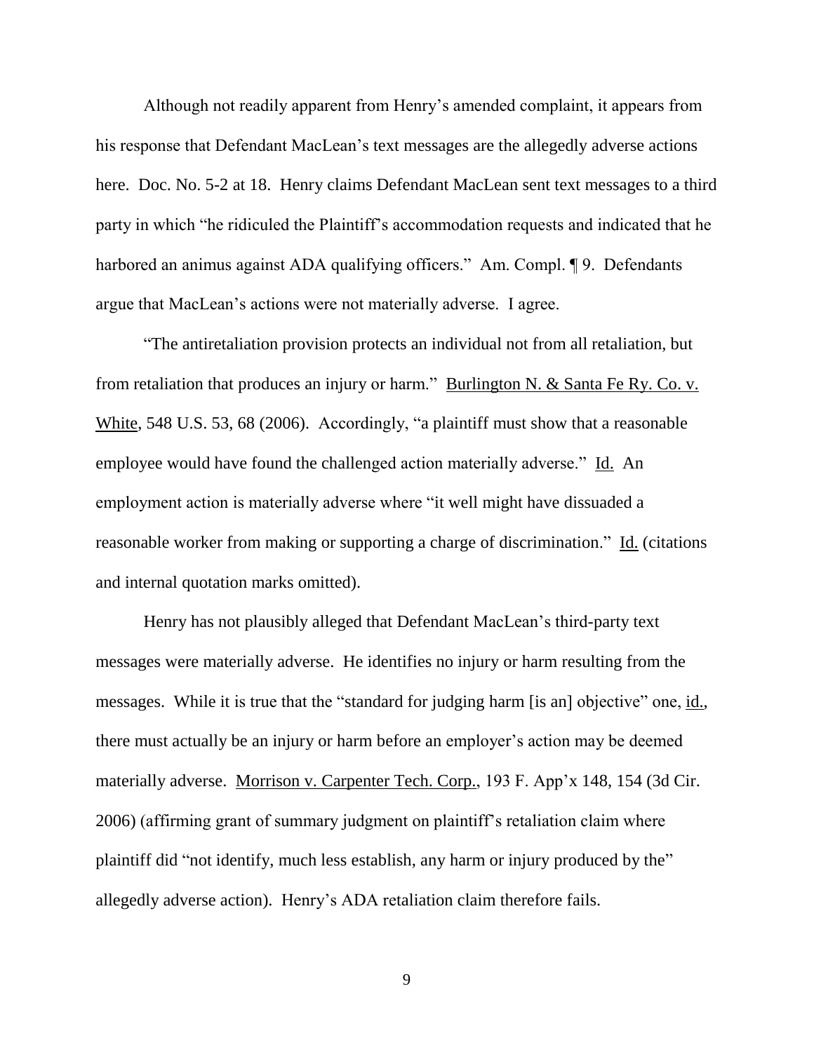Although not readily apparent from Henry's amended complaint, it appears from his response that Defendant MacLean's text messages are the allegedly adverse actions here. Doc. No. 5-2 at 18. Henry claims Defendant MacLean sent text messages to a third party in which "he ridiculed the Plaintiff's accommodation requests and indicated that he harbored an animus against ADA qualifying officers." Am. Compl. ¶ 9. Defendants argue that MacLean's actions were not materially adverse. I agree.

"The antiretaliation provision protects an individual not from all retaliation, but from retaliation that produces an injury or harm." Burlington N. & Santa Fe Ry. Co. v. White, 548 U.S. 53, 68 (2006). Accordingly, "a plaintiff must show that a reasonable employee would have found the challenged action materially adverse." Id. An employment action is materially adverse where "it well might have dissuaded a reasonable worker from making or supporting a charge of discrimination." Id. (citations and internal quotation marks omitted).

Henry has not plausibly alleged that Defendant MacLean's third-party text messages were materially adverse. He identifies no injury or harm resulting from the messages. While it is true that the "standard for judging harm [is an] objective" one, id., there must actually be an injury or harm before an employer's action may be deemed materially adverse. Morrison v. Carpenter Tech. Corp., 193 F. App'x 148, 154 (3d Cir. 2006) (affirming grant of summary judgment on plaintiff's retaliation claim where plaintiff did "not identify, much less establish, any harm or injury produced by the" allegedly adverse action). Henry's ADA retaliation claim therefore fails.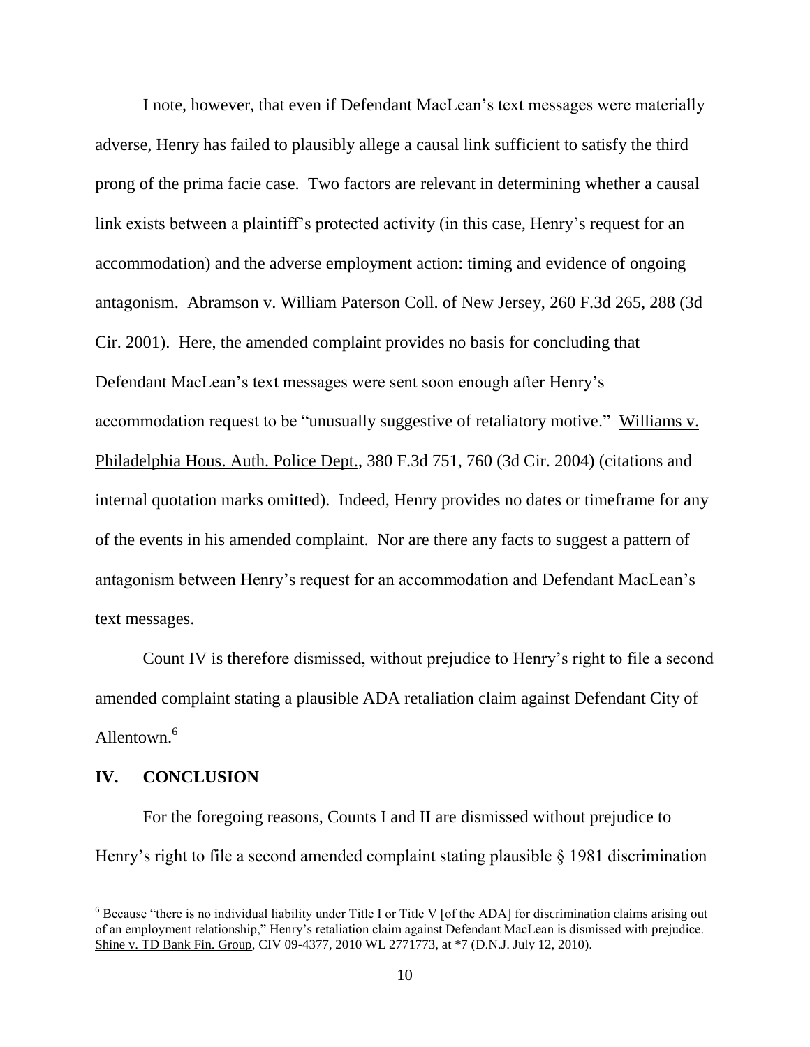I note, however, that even if Defendant MacLean's text messages were materially adverse, Henry has failed to plausibly allege a causal link sufficient to satisfy the third prong of the prima facie case. Two factors are relevant in determining whether a causal link exists between a plaintiff's protected activity (in this case, Henry's request for an accommodation) and the adverse employment action: timing and evidence of ongoing antagonism. Abramson v. William Paterson Coll. of New Jersey, 260 F.3d 265, 288 (3d Cir. 2001). Here, the amended complaint provides no basis for concluding that Defendant MacLean's text messages were sent soon enough after Henry's accommodation request to be "unusually suggestive of retaliatory motive." Williams v. Philadelphia Hous. Auth. Police Dept., 380 F.3d 751, 760 (3d Cir. 2004) (citations and internal quotation marks omitted). Indeed, Henry provides no dates or timeframe for any of the events in his amended complaint. Nor are there any facts to suggest a pattern of antagonism between Henry's request for an accommodation and Defendant MacLean's text messages.

Count IV is therefore dismissed, without prejudice to Henry's right to file a second amended complaint stating a plausible ADA retaliation claim against Defendant City of Allentown.[6]

## IV. CONCLUSION

For the foregoing reasons, Counts I and II are dismissed without prejudice to Henry's right to file a second amended complaint stating plausible § 1981 discrimination

---

[6] Because "there is no individual liability under Title I or Title V [of the ADA] for discrimination claims arising out of an employment relationship," Henry's retaliation claim against Defendant MacLean is dismissed with prejudice. Shine v. TD Bank Fin. Group, CIV 09-4377, 2010 WL 2771773, at *7 (D.N.J. July 12, 2010).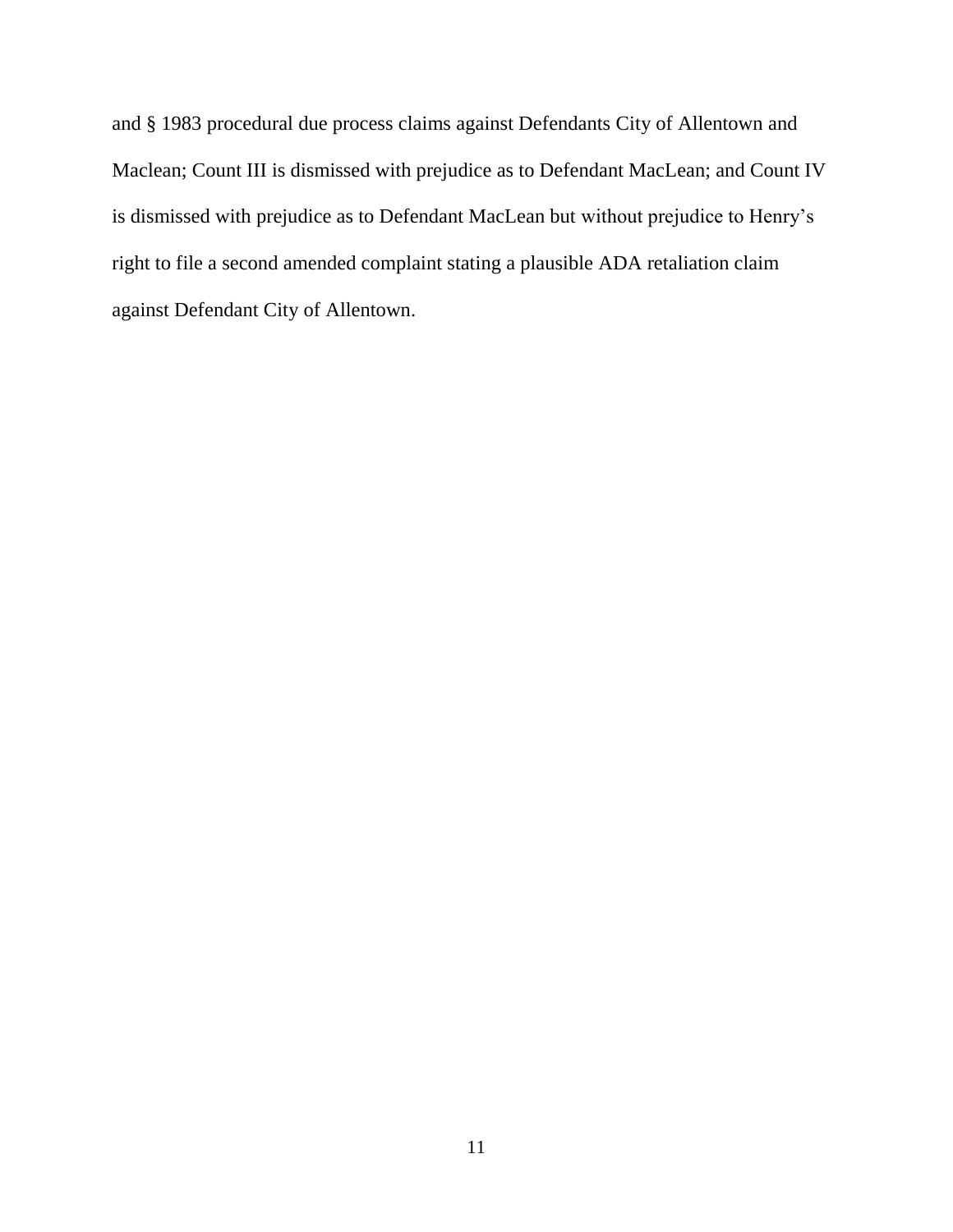and § 1983 procedural due process claims against Defendants City of Allentown and Maclean; Count III is dismissed with prejudice as to Defendant MacLean; and Count IV is dismissed with prejudice as to Defendant MacLean but without prejudice to Henry's right to file a second amended complaint stating a plausible ADA retaliation claim against Defendant City of Allentown.